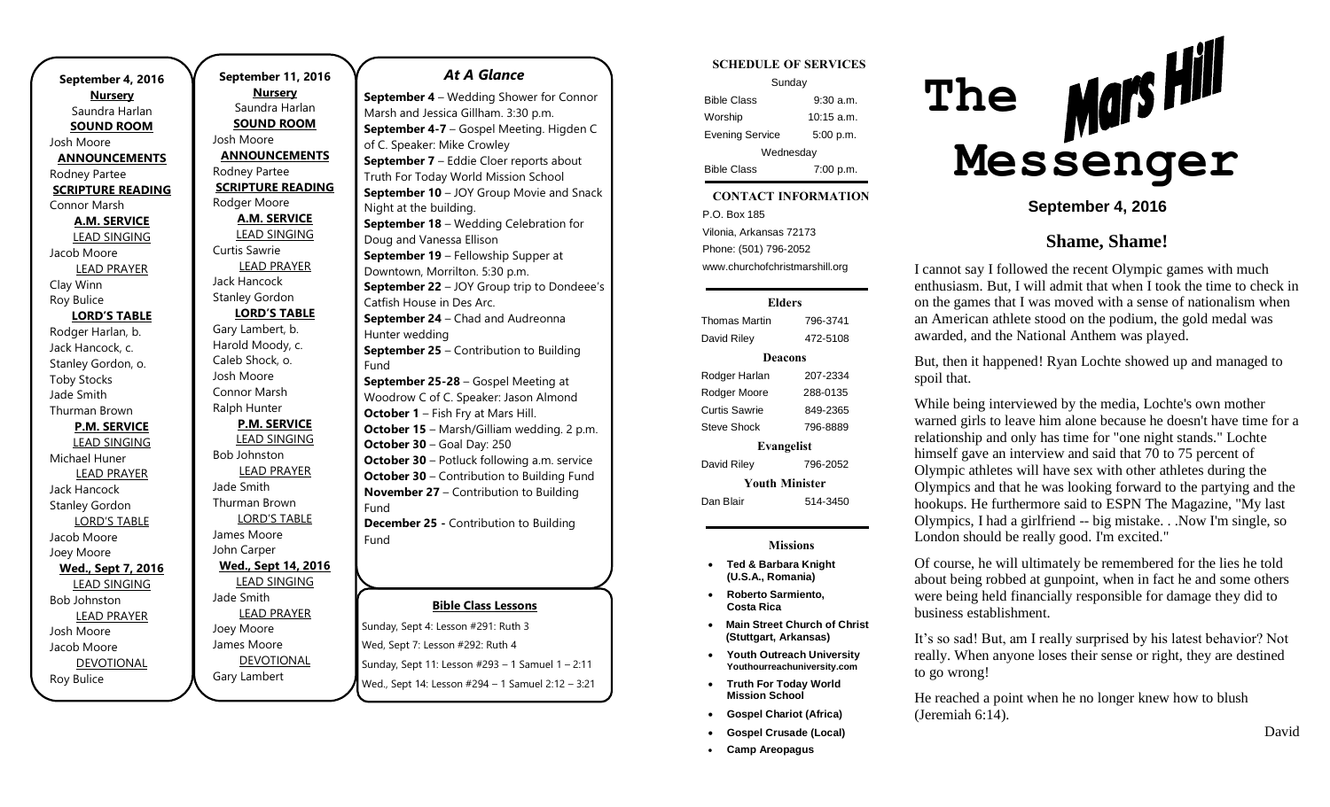**September 4, 2016**

**Nursery**
Saundra Harlan

**SOUND ROOM**
Josh Moore

**ANNOUNCEMENTS**
Rodney Partee

**SCRIPTURE READING**
Connor Marsh

**A.M. SERVICE**

LEAD SINGING
Jacob Moore

LEAD PRAYER
Clay Winn
Roy Bulice

**LORD'S TABLE**
Rodger Harlan, b.
Jack Hancock, c.
Stanley Gordon, o.
Toby Stocks
Jade Smith
Thurman Brown

**P.M. SERVICE**

LEAD SINGING
Michael Huner

LEAD PRAYER
Jack Hancock
Stanley Gordon

LORD'S TABLE
Jacob Moore
Joey Moore

**Wed., Sept 7, 2016**

LEAD SINGING
Bob Johnston

LEAD PRAYER
Josh Moore
Jacob Moore

DEVOTIONAL
Roy Bulice

**September 11, 2016**

**Nursery**
Saundra Harlan

**SOUND ROOM**
Josh Moore

**ANNOUNCEMENTS**
Rodney Partee

**SCRIPTURE READING**
Rodger Moore

**A.M. SERVICE**

LEAD SINGING
Curtis Sawrie

LEAD PRAYER
Jack Hancock
Stanley Gordon

**LORD'S TABLE**
Gary Lambert, b.
Harold Moody, c.
Caleb Shock, o.
Josh Moore
Connor Marsh
Ralph Hunter

**P.M. SERVICE**

LEAD SINGING
Bob Johnston

LEAD PRAYER
Jade Smith
Thurman Brown

LORD'S TABLE
James Moore
John Carper

**Wed., Sept 14, 2016**

LEAD SINGING
Jade Smith

LEAD PRAYER
Joey Moore
James Moore

DEVOTIONAL
Gary Lambert

## *At A Glance*

**September 4** – Wedding Shower for Connor Marsh and Jessica Gillham. 3:30 p.m.
**September 4-7** – Gospel Meeting. Higden C of C. Speaker: Mike Crowley
**September 7** – Eddie Cloer reports about Truth For Today World Mission School
**September 10** – JOY Group Movie and Snack Night at the building.
**September 18** – Wedding Celebration for Doug and Vanessa Ellison
**September 19** – Fellowship Supper at Downtown, Morrilton. 5:30 p.m.
**September 22** – JOY Group trip to Dondeee's Catfish House in Des Arc.
**September 24** – Chad and Audreonna Hunter wedding
**September 25** – Contribution to Building Fund
**September 25-28** – Gospel Meeting at Woodrow C of C. Speaker: Jason Almond
**October 1** – Fish Fry at Mars Hill.
**October 15** – Marsh/Gilliam wedding. 2 p.m.
**October 30** – Goal Day: 250
**October 30** – Potluck following a.m. service
**October 30** – Contribution to Building Fund
**November 27** – Contribution to Building Fund
**December 25 -** Contribution to Building Fund

**Bible Class Lessons**

Sunday, Sept 4: Lesson #291: Ruth 3
Wed, Sept 7: Lesson #292: Ruth 4
Sunday, Sept 11: Lesson #293 – 1 Samuel 1 – 2:11
Wed., Sept 14: Lesson #294 – 1 Samuel 2:12 – 3:21

**SCHEDULE OF SERVICES**

| Sunday | |
|---|---|
| Bible Class | 9:30 a.m. |
| Worship | 10:15 a.m. |
| Evening Service | 5:00 p.m. |
| Wednesday | |
| Bible Class | 7:00 p.m. |

**CONTACT INFORMATION**

P.O. Box 185
Vilonia, Arkansas 72173
Phone: (501) 796-2052
www.churchofchristmarshill.org

**Elders**

| | |
|---|---|
| Thomas Martin | 796-3741 |
| David Riley | 472-5108 |

**Deacons**

| | |
|---|---|
| Rodger Harlan | 207-2334 |
| Rodger Moore | 288-0135 |
| Curtis Sawrie | 849-2365 |
| Steve Shock | 796-8889 |

**Evangelist**

| | |
|---|---|
| David Riley | 796-2052 |

**Youth Minister**

| | |
|---|---|
| Dan Blair | 514-3450 |

**Missions**

- **Ted & Barbara Knight (U.S.A., Romania)**
- **Roberto Sarmiento, Costa Rica**
- **Main Street Church of Christ (Stuttgart, Arkansas)**
- **Youth Outreach University Youthourreachuniversity.com**
- **Truth For Today World Mission School**
- **Gospel Chariot (Africa)**
- **Gospel Crusade (Local)**
- **Camp Areopagus**

# The Mars Hill Messenger

**September 4, 2016**

## Shame, Shame!

I cannot say I followed the recent Olympic games with much enthusiasm. But, I will admit that when I took the time to check in on the games that I was moved with a sense of nationalism when an American athlete stood on the podium, the gold medal was awarded, and the National Anthem was played.

But, then it happened! Ryan Lochte showed up and managed to spoil that.

While being interviewed by the media, Lochte's own mother warned girls to leave him alone because he doesn't have time for a relationship and only has time for "one night stands." Lochte himself gave an interview and said that 70 to 75 percent of Olympic athletes will have sex with other athletes during the Olympics and that he was looking forward to the partying and the hookups. He furthermore said to ESPN The Magazine, "My last Olympics, I had a girlfriend -- big mistake. . .Now I'm single, so London should be really good. I'm excited."

Of course, he will ultimately be remembered for the lies he told about being robbed at gunpoint, when in fact he and some others were being held financially responsible for damage they did to business establishment.

It's so sad! But, am I really surprised by his latest behavior? Not really. When anyone loses their sense or right, they are destined to go wrong!

He reached a point when he no longer knew how to blush (Jeremiah 6:14).

David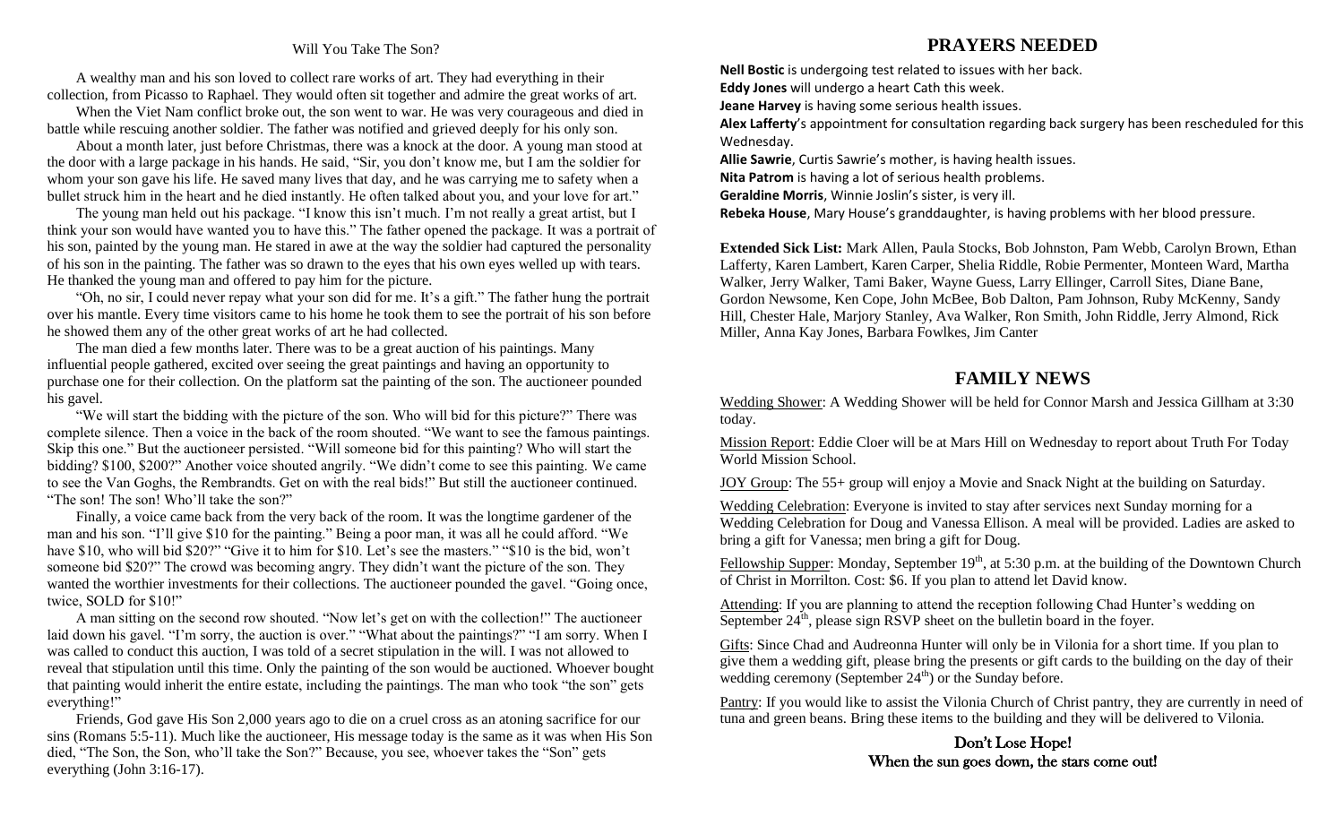## Will You Take The Son?

A wealthy man and his son loved to collect rare works of art. They had everything in their collection, from Picasso to Raphael. They would often sit together and admire the great works of art.

When the Viet Nam conflict broke out, the son went to war. He was very courageous and died in battle while rescuing another soldier. The father was notified and grieved deeply for his only son.

About a month later, just before Christmas, there was a knock at the door. A young man stood at the door with a large package in his hands. He said, "Sir, you don't know me, but I am the soldier for whom your son gave his life. He saved many lives that day, and he was carrying me to safety when a bullet struck him in the heart and he died instantly. He often talked about you, and your love for art."

The young man held out his package. "I know this isn't much. I'm not really a great artist, but I think your son would have wanted you to have this." The father opened the package. It was a portrait of his son, painted by the young man. He stared in awe at the way the soldier had captured the personality of his son in the painting. The father was so drawn to the eyes that his own eyes welled up with tears. He thanked the young man and offered to pay him for the picture.

"Oh, no sir, I could never repay what your son did for me. It's a gift." The father hung the portrait over his mantle. Every time visitors came to his home he took them to see the portrait of his son before he showed them any of the other great works of art he had collected.

The man died a few months later. There was to be a great auction of his paintings. Many influential people gathered, excited over seeing the great paintings and having an opportunity to purchase one for their collection. On the platform sat the painting of the son. The auctioneer pounded his gavel.

"We will start the bidding with the picture of the son. Who will bid for this picture?" There was complete silence. Then a voice in the back of the room shouted. "We want to see the famous paintings. Skip this one." But the auctioneer persisted. "Will someone bid for this painting? Who will start the bidding? $100, $200?" Another voice shouted angrily. "We didn't come to see this painting. We came to see the Van Goghs, the Rembrandts. Get on with the real bids!" But still the auctioneer continued. "The son! The son! Who'll take the son?"

Finally, a voice came back from the very back of the room. It was the longtime gardener of the man and his son. "I'll give $10 for the painting." Being a poor man, it was all he could afford. "We have $10, who will bid $20?" "Give it to him for $10. Let's see the masters." "$10 is the bid, won't someone bid $20?" The crowd was becoming angry. They didn't want the picture of the son. They wanted the worthier investments for their collections. The auctioneer pounded the gavel. "Going once, twice, SOLD for $10!"

A man sitting on the second row shouted. "Now let's get on with the collection!" The auctioneer laid down his gavel. "I'm sorry, the auction is over." "What about the paintings?" "I am sorry. When I was called to conduct this auction, I was told of a secret stipulation in the will. I was not allowed to reveal that stipulation until this time. Only the painting of the son would be auctioned. Whoever bought that painting would inherit the entire estate, including the paintings. The man who took "the son" gets everything!"

Friends, God gave His Son 2,000 years ago to die on a cruel cross as an atoning sacrifice for our sins (Romans 5:5-11). Much like the auctioneer, His message today is the same as it was when His Son died, "The Son, the Son, who'll take the Son?" Because, you see, whoever takes the "Son" gets everything (John 3:16-17).

# PRAYERS NEEDED

**Nell Bostic** is undergoing test related to issues with her back.
**Eddy Jones** will undergo a heart Cath this week.
**Jeane Harvey** is having some serious health issues.
**Alex Lafferty**'s appointment for consultation regarding back surgery has been rescheduled for this Wednesday.
**Allie Sawrie**, Curtis Sawrie's mother, is having health issues.
**Nita Patrom** is having a lot of serious health problems.
**Geraldine Morris**, Winnie Joslin's sister, is very ill.
**Rebeka House**, Mary House's granddaughter, is having problems with her blood pressure.

**Extended Sick List:** Mark Allen, Paula Stocks, Bob Johnston, Pam Webb, Carolyn Brown, Ethan Lafferty, Karen Lambert, Karen Carper, Shelia Riddle, Robie Permenter, Monteen Ward, Martha Walker, Jerry Walker, Tami Baker, Wayne Guess, Larry Ellinger, Carroll Sites, Diane Bane, Gordon Newsome, Ken Cope, John McBee, Bob Dalton, Pam Johnson, Ruby McKenny, Sandy Hill, Chester Hale, Marjory Stanley, Ava Walker, Ron Smith, John Riddle, Jerry Almond, Rick Miller, Anna Kay Jones, Barbara Fowlkes, Jim Canter

# FAMILY NEWS

Wedding Shower: A Wedding Shower will be held for Connor Marsh and Jessica Gillham at 3:30 today.

Mission Report: Eddie Cloer will be at Mars Hill on Wednesday to report about Truth For Today World Mission School.

JOY Group: The 55+ group will enjoy a Movie and Snack Night at the building on Saturday.

Wedding Celebration: Everyone is invited to stay after services next Sunday morning for a Wedding Celebration for Doug and Vanessa Ellison. A meal will be provided. Ladies are asked to bring a gift for Vanessa; men bring a gift for Doug.

Fellowship Supper: Monday, September 19th, at 5:30 p.m. at the building of the Downtown Church of Christ in Morrilton. Cost: $6. If you plan to attend let David know.

Attending: If you are planning to attend the reception following Chad Hunter's wedding on September 24th, please sign RSVP sheet on the bulletin board in the foyer.

Gifts: Since Chad and Audreonna Hunter will only be in Vilonia for a short time. If you plan to give them a wedding gift, please bring the presents or gift cards to the building on the day of their wedding ceremony (September 24th) or the Sunday before.

Pantry: If you would like to assist the Vilonia Church of Christ pantry, they are currently in need of tuna and green beans. Bring these items to the building and they will be delivered to Vilonia.

**Don't Lose Hope!**
**When the sun goes down, the stars come out!**